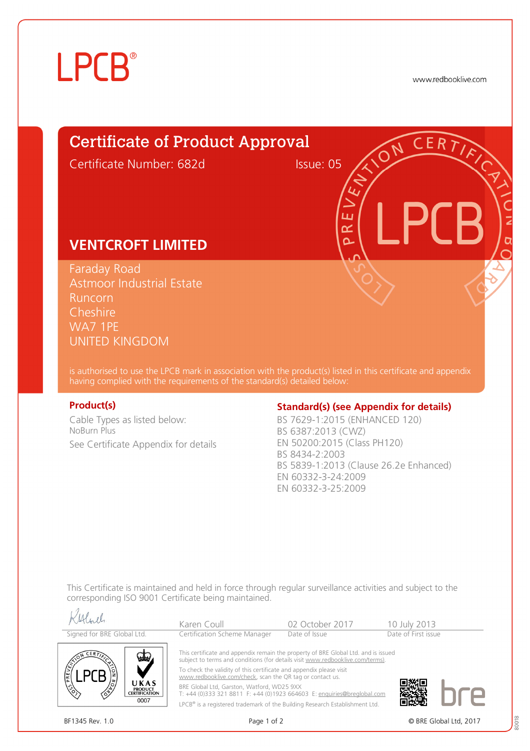LPCB®

www.redbooklive.com

# Certificate of Product Approval

Certificate Number: 682d

Issue: 05

## VENTCROFT LIMITED

Faraday Road
Astmoor Industrial Estate
Runcorn
Cheshire
WA7 1PE
UNITED KINGDOM

is authorised to use the LPCB mark in association with the product(s) listed in this certificate and appendix having complied with the requirements of the standard(s) detailed below:

### Product(s)

Cable Types as listed below:
NoBurn Plus

See Certificate Appendix for details

### Standard(s) (see Appendix for details)

BS 7629-1:2015 (ENHANCED 120)
BS 6387:2013 (CWZ)
EN 50200:2015 (Class PH120)
BS 8434-2:2003
BS 5839-1:2013 (Clause 26.2e Enhanced)
EN 60332-3-24:2009
EN 60332-3-25:2009

This Certificate is maintained and held in force through regular surveillance activities and subject to the corresponding ISO 9001 Certificate being maintained.

| Signed for BRE Global Ltd. | Karen Coull, Certification Scheme Manager | 02 October 2017, Date of Issue | 10 July 2013, Date of First issue |
|---|---|---|---|

UKAS PRODUCT CERTIFICATION 0007

This certificate and appendix remain the property of BRE Global Ltd. and is issued subject to terms and conditions (for details visit www.redbooklive.com/terms).

To check the validity of this certificate and appendix please visit www.redbooklive.com/check, scan the QR tag or contact us.

BRE Global Ltd, Garston, Watford, WD25 9XX
T: +44 (0)333 321 8811 F: +44 (0)1923 664603 E: enquiries@breglobal.com

LPCB® is a registered trademark of the Building Research Establishment Ltd.

BF1345 Rev. 1.0

© BRE Global Ltd, 2017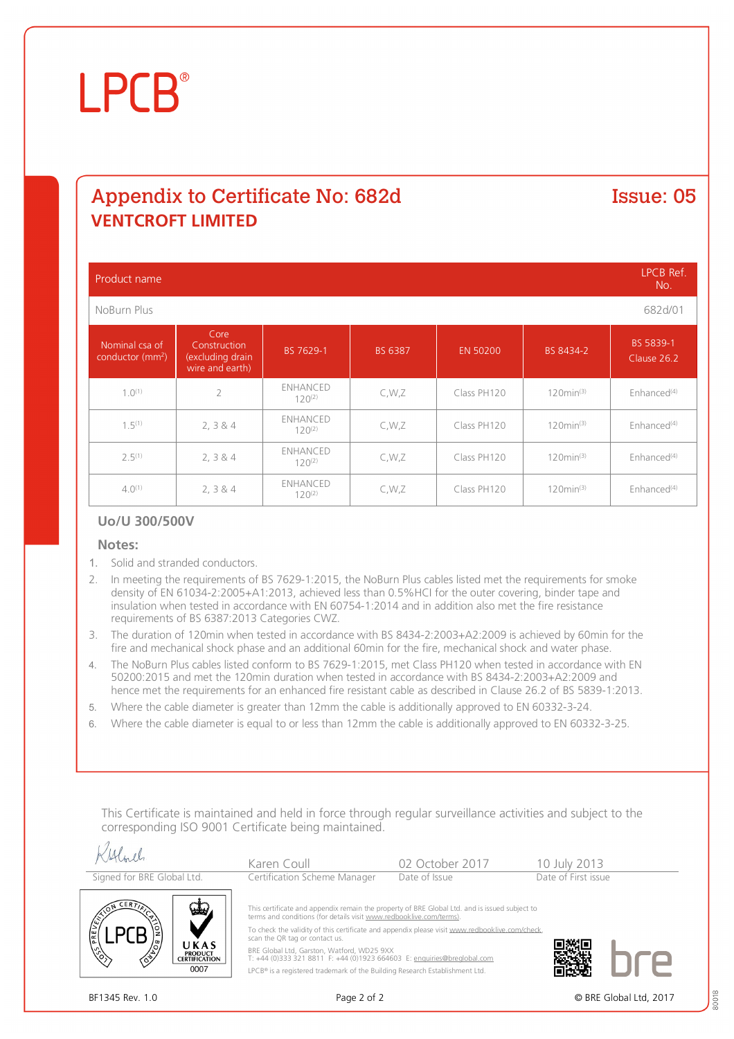# LPCB®

## Appendix to Certificate No: 682d

**Issue: 05**

### VENTCROFT LIMITED

| Product name | LPCB Ref. No. |
|---|---|
| NoBurn Plus | 682d/01 |

| Nominal csa of conductor ($mm^2$) | Core Construction (excluding drain wire and earth) | BS 7629-1 | BS 6387 | EN 50200 | BS 8434-2 | BS 5839-1 Clause 26.2 |
|---|---|---|---|---|---|---|
| 1.0[1] | 2 | ENHANCED 120[2] | C,W,Z | Class PH120 | 120min[3] | Enhanced[4] |
| 1.5[1] | 2, 3 & 4 | ENHANCED 120[2] | C,W,Z | Class PH120 | 120min[3] | Enhanced[4] |
| 2.5[1] | 2, 3 & 4 | ENHANCED 120[2] | C,W,Z | Class PH120 | 120min[3] | Enhanced[4] |
| 4.0[1] | 2, 3 & 4 | ENHANCED 120[2] | C,W,Z | Class PH120 | 120min[3] | Enhanced[4] |

**Uo/U 300/500V**

**Notes:**

1. Solid and stranded conductors.
2. In meeting the requirements of BS 7629-1:2015, the NoBurn Plus cables listed met the requirements for smoke density of EN 61034-2:2005+A1:2013, achieved less than 0.5%HCl for the outer covering, binder tape and insulation when tested in accordance with EN 60754-1:2014 and in addition also met the fire resistance requirements of BS 6387:2013 Categories CWZ.
3. The duration of 120min when tested in accordance with BS 8434-2:2003+A2:2009 is achieved by 60min for the fire and mechanical shock phase and an additional 60min for the fire, mechanical shock and water phase.
4. The NoBurn Plus cables listed conform to BS 7629-1:2015, met Class PH120 when tested in accordance with EN 50200:2015 and met the 120min duration when tested in accordance with BS 8434-2:2003+A2:2009 and hence met the requirements for an enhanced fire resistant cable as described in Clause 26.2 of BS 5839-1:2013.
5. Where the cable diameter is greater than 12mm the cable is additionally approved to EN 60332-3-24.
6. Where the cable diameter is equal to or less than 12mm the cable is additionally approved to EN 60332-3-25.

This Certificate is maintained and held in force through regular surveillance activities and subject to the corresponding ISO 9001 Certificate being maintained.

| Signed for BRE Global Ltd. | Karen Coull<br>Certification Scheme Manager | 02 October 2017<br>Date of Issue | 10 July 2013<br>Date of First issue |
|---|---|---|---|

This certificate and appendix remain the property of BRE Global Ltd. and is issued subject to terms and conditions (for details visit www.redbooklive.com/terms).

To check the validity of this certificate and appendix please visit www.redbooklive.com/check, scan the QR tag or contact us.

BRE Global Ltd, Garston, Watford, WD25 9XX
T: +44 (0)333 321 8811 F: +44 (0)1923 664603 E: enquiries@breglobal.com

LPCB® is a registered trademark of the Building Research Establishment Ltd.

UKAS PRODUCT CERTIFICATION 0007

BF1345 Rev. 1.0

© BRE Global Ltd, 2017